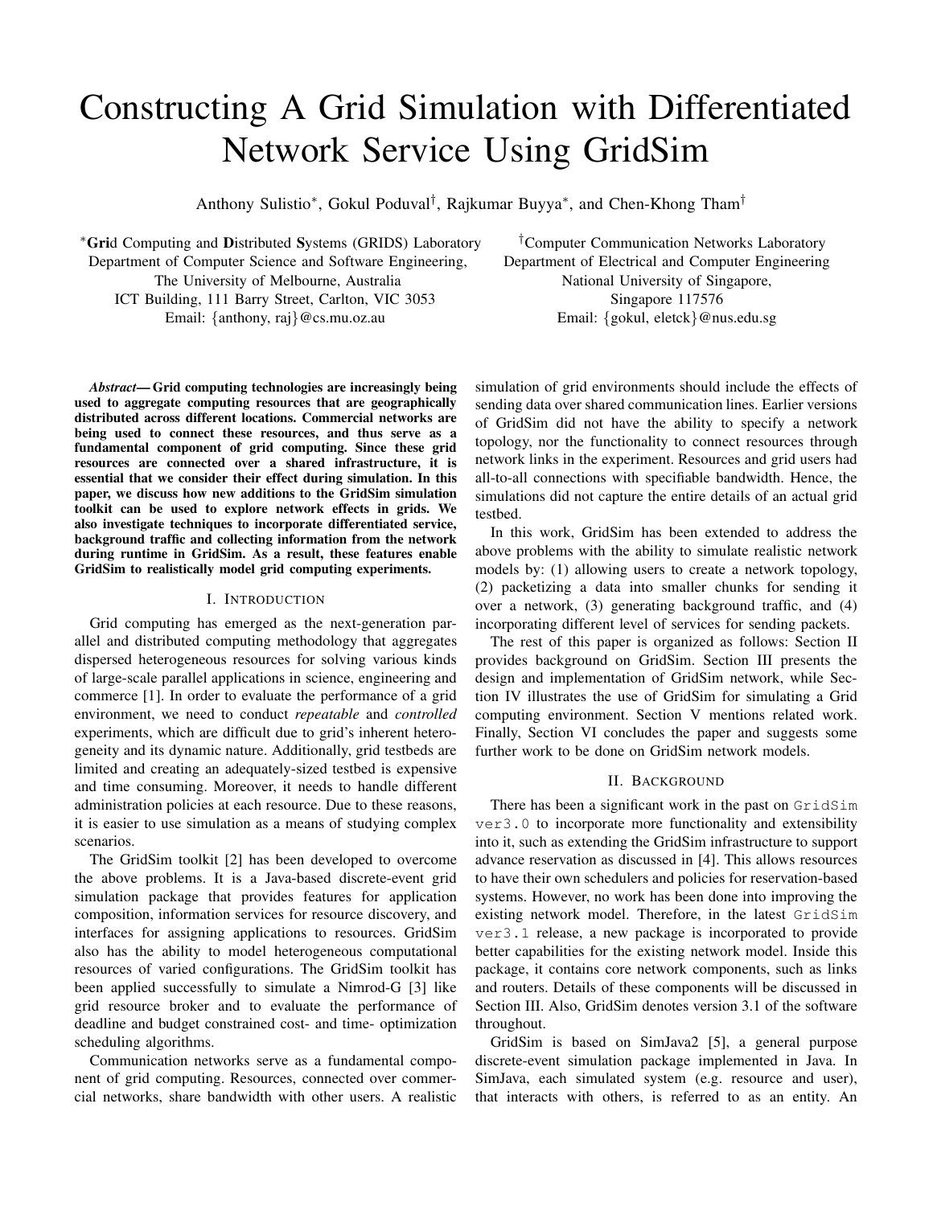# Constructing A Grid Simulation with Differentiated Network Service Using GridSim

Anthony Sulistio*, Gokul Poduval†, Rajkumar Buyya*, and Chen-Khong Tham†

*Grid Computing and Distributed Systems (GRIDS) Laboratory
Department of Computer Science and Software Engineering,
The University of Melbourne, Australia
ICT Building, 111 Barry Street, Carlton, VIC 3053
Email: {anthony, raj}@cs.mu.oz.au

†Computer Communication Networks Laboratory
Department of Electrical and Computer Engineering
National University of Singapore,
Singapore 117576
Email: {gokul, eletck}@nus.edu.sg

***Abstract*— Grid computing technologies are increasingly being used to aggregate computing resources that are geographically distributed across different locations. Commercial networks are being used to connect these resources, and thus serve as a fundamental component of grid computing. Since these grid resources are connected over a shared infrastructure, it is essential that we consider their effect during simulation. In this paper, we discuss how new additions to the GridSim simulation toolkit can be used to explore network effects in grids. We also investigate techniques to incorporate differentiated service, background traffic and collecting information from the network during runtime in GridSim. As a result, these features enable GridSim to realistically model grid computing experiments.**

## I. Introduction

Grid computing has emerged as the next-generation parallel and distributed computing methodology that aggregates dispersed heterogeneous resources for solving various kinds of large-scale parallel applications in science, engineering and commerce [1]. In order to evaluate the performance of a grid environment, we need to conduct *repeatable* and *controlled* experiments, which are difficult due to grid's inherent heterogeneity and its dynamic nature. Additionally, grid testbeds are limited and creating an adequately-sized testbed is expensive and time consuming. Moreover, it needs to handle different administration policies at each resource. Due to these reasons, it is easier to use simulation as a means of studying complex scenarios.

The GridSim toolkit [2] has been developed to overcome the above problems. It is a Java-based discrete-event grid simulation package that provides features for application composition, information services for resource discovery, and interfaces for assigning applications to resources. GridSim also has the ability to model heterogeneous computational resources of varied configurations. The GridSim toolkit has been applied successfully to simulate a Nimrod-G [3] like grid resource broker and to evaluate the performance of deadline and budget constrained cost- and time- optimization scheduling algorithms.

Communication networks serve as a fundamental component of grid computing. Resources, connected over commercial networks, share bandwidth with other users. A realistic simulation of grid environments should include the effects of sending data over shared communication lines. Earlier versions of GridSim did not have the ability to specify a network topology, nor the functionality to connect resources through network links in the experiment. Resources and grid users had all-to-all connections with specifiable bandwidth. Hence, the simulations did not capture the entire details of an actual grid testbed.

In this work, GridSim has been extended to address the above problems with the ability to simulate realistic network models by: (1) allowing users to create a network topology, (2) packetizing a data into smaller chunks for sending it over a network, (3) generating background traffic, and (4) incorporating different level of services for sending packets.

The rest of this paper is organized as follows: Section II provides background on GridSim. Section III presents the design and implementation of GridSim network, while Section IV illustrates the use of GridSim for simulating a Grid computing environment. Section V mentions related work. Finally, Section VI concludes the paper and suggests some further work to be done on GridSim network models.

## II. Background

There has been a significant work in the past on `GridSim ver3.0` to incorporate more functionality and extensibility into it, such as extending the GridSim infrastructure to support advance reservation as discussed in [4]. This allows resources to have their own schedulers and policies for reservation-based systems. However, no work has been done into improving the existing network model. Therefore, in the latest `GridSim ver3.1` release, a new package is incorporated to provide better capabilities for the existing network model. Inside this package, it contains core network components, such as links and routers. Details of these components will be discussed in Section III. Also, GridSim denotes version 3.1 of the software throughout.

GridSim is based on SimJava2 [5], a general purpose discrete-event simulation package implemented in Java. In SimJava, each simulated system (e.g. resource and user), that interacts with others, is referred to as an entity. An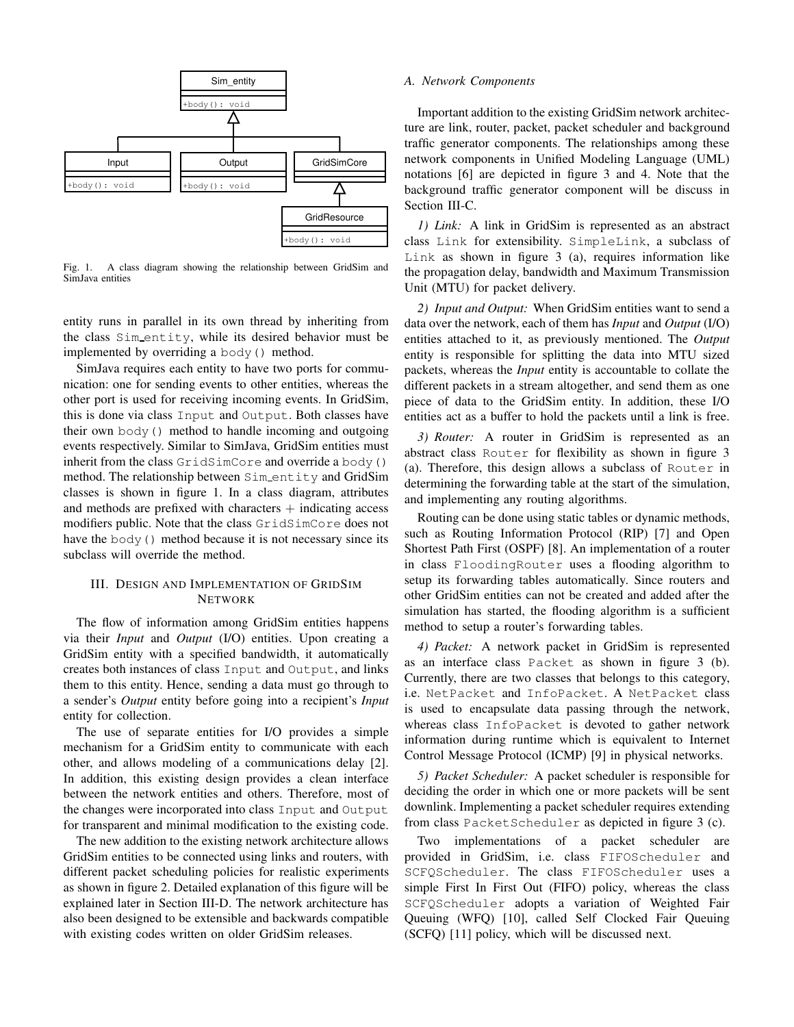Fig. 1. A class diagram showing the relationship between GridSim and SimJava entities

entity runs in parallel in its own thread by inheriting from the class `Sim_entity`, while its desired behavior must be implemented by overriding a `body()` method.

SimJava requires each entity to have two ports for communication: one for sending events to other entities, whereas the other port is used for receiving incoming events. In GridSim, this is done via class `Input` and `Output`. Both classes have their own `body()` method to handle incoming and outgoing events respectively. Similar to SimJava, GridSim entities must inherit from the class `GridSimCore` and override a `body()` method. The relationship between `Sim_entity` and GridSim classes is shown in figure 1. In a class diagram, attributes and methods are prefixed with characters + indicating access modifiers public. Note that the class `GridSimCore` does not have the `body()` method because it is not necessary since its subclass will override the method.

## III. Design and Implementation of GridSim Network

The flow of information among GridSim entities happens via their *Input* and *Output* (I/O) entities. Upon creating a GridSim entity with a specified bandwidth, it automatically creates both instances of class `Input` and `Output`, and links them to this entity. Hence, sending a data must go through to a sender's *Output* entity before going into a recipient's *Input* entity for collection.

The use of separate entities for I/O provides a simple mechanism for a GridSim entity to communicate with each other, and allows modeling of a communications delay [2]. In addition, this existing design provides a clean interface between the network entities and others. Therefore, most of the changes were incorporated into class `Input` and `Output` for transparent and minimal modification to the existing code.

The new addition to the existing network architecture allows GridSim entities to be connected using links and routers, with different packet scheduling policies for realistic experiments as shown in figure 2. Detailed explanation of this figure will be explained later in Section III-D. The network architecture has also been designed to be extensible and backwards compatible with existing codes written on older GridSim releases.

### A. Network Components

Important addition to the existing GridSim network architecture are link, router, packet, packet scheduler and background traffic generator components. The relationships among these network components in Unified Modeling Language (UML) notations [6] are depicted in figure 3 and 4. Note that the background traffic generator component will be discuss in Section III-C.

*1) Link:* A link in GridSim is represented as an abstract class `Link` for extensibility. `SimpleLink`, a subclass of `Link` as shown in figure 3 (a), requires information like the propagation delay, bandwidth and Maximum Transmission Unit (MTU) for packet delivery.

*2) Input and Output:* When GridSim entities want to send a data over the network, each of them has *Input* and *Output* (I/O) entities attached to it, as previously mentioned. The *Output* entity is responsible for splitting the data into MTU sized packets, whereas the *Input* entity is accountable to collate the different packets in a stream altogether, and send them as one piece of data to the GridSim entity. In addition, these I/O entities act as a buffer to hold the packets until a link is free.

*3) Router:* A router in GridSim is represented as an abstract class `Router` for flexibility as shown in figure 3 (a). Therefore, this design allows a subclass of `Router` in determining the forwarding table at the start of the simulation, and implementing any routing algorithms.

Routing can be done using static tables or dynamic methods, such as Routing Information Protocol (RIP) [7] and Open Shortest Path First (OSPF) [8]. An implementation of a router in class `FloodingRouter` uses a flooding algorithm to setup its forwarding tables automatically. Since routers and other GridSim entities can not be created and added after the simulation has started, the flooding algorithm is a sufficient method to setup a router's forwarding tables.

*4) Packet:* A network packet in GridSim is represented as an interface class `Packet` as shown in figure 3 (b). Currently, there are two classes that belongs to this category, i.e. `NetPacket` and `InfoPacket`. A `NetPacket` class is used to encapsulate data passing through the network, whereas class `InfoPacket` is devoted to gather network information during runtime which is equivalent to Internet Control Message Protocol (ICMP) [9] in physical networks.

*5) Packet Scheduler:* A packet scheduler is responsible for deciding the order in which one or more packets will be sent downlink. Implementing a packet scheduler requires extending from class `PacketScheduler` as depicted in figure 3 (c).

Two implementations of a packet scheduler are provided in GridSim, i.e. class `FIFOScheduler` and `SCFQScheduler`. The class `FIFOScheduler` uses a simple First In First Out (FIFO) policy, whereas the class `SCFQScheduler` adopts a variation of Weighted Fair Queuing (WFQ) [10], called Self Clocked Fair Queuing (SCFQ) [11] policy, which will be discussed next.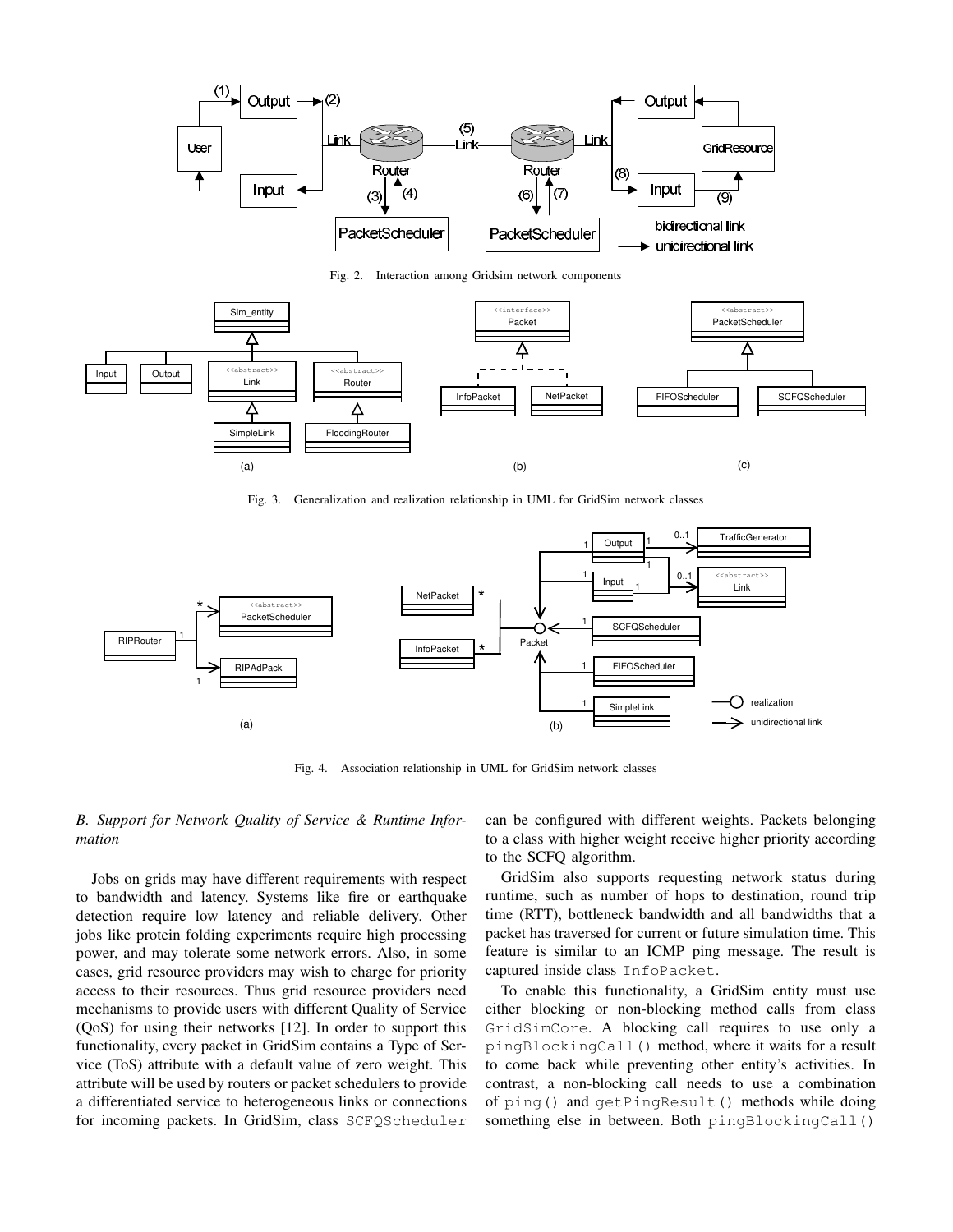Fig. 2. Interaction among Gridsim network components

Fig. 3. Generalization and realization relationship in UML for GridSim network classes

Fig. 4. Association relationship in UML for GridSim network classes

### *B. Support for Network Quality of Service & Runtime Information*

Jobs on grids may have different requirements with respect to bandwidth and latency. Systems like fire or earthquake detection require low latency and reliable delivery. Other jobs like protein folding experiments require high processing power, and may tolerate some network errors. Also, in some cases, grid resource providers may wish to charge for priority access to their resources. Thus grid resource providers need mechanisms to provide users with different Quality of Service (QoS) for using their networks [12]. In order to support this functionality, every packet in GridSim contains a Type of Service (ToS) attribute with a default value of zero weight. This attribute will be used by routers or packet schedulers to provide a differentiated service to heterogeneous links or connections for incoming packets. In GridSim, class `SCFQScheduler` can be configured with different weights. Packets belonging to a class with higher weight receive higher priority according to the SCFQ algorithm.

GridSim also supports requesting network status during runtime, such as number of hops to destination, round trip time (RTT), bottleneck bandwidth and all bandwidths that a packet has traversed for current or future simulation time. This feature is similar to an ICMP ping message. The result is captured inside class `InfoPacket`.

To enable this functionality, a GridSim entity must use either blocking or non-blocking method calls from class `GridSimCore`. A blocking call requires to use only a `pingBlockingCall()` method, where it waits for a result to come back while preventing other entity's activities. In contrast, a non-blocking call needs to use a combination of `ping()` and `getPingResult()` methods while doing something else in between. Both `pingBlockingCall()`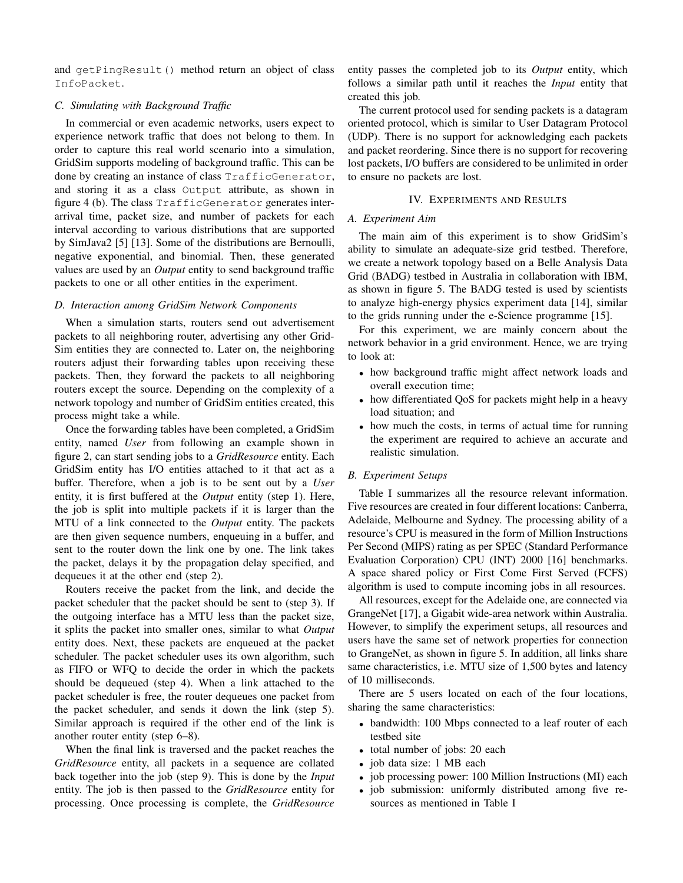and `getPingResult()` method return an object of class `InfoPacket`.

### C. Simulating with Background Traffic

In commercial or even academic networks, users expect to experience network traffic that does not belong to them. In order to capture this real world scenario into a simulation, GridSim supports modeling of background traffic. This can be done by creating an instance of class `TrafficGenerator`, and storing it as a class `Output` attribute, as shown in figure 4 (b). The class `TrafficGenerator` generates inter-arrival time, packet size, and number of packets for each interval according to various distributions that are supported by SimJava2 [5] [13]. Some of the distributions are Bernoulli, negative exponential, and binomial. Then, these generated values are used by an *Output* entity to send background traffic packets to one or all other entities in the experiment.

### D. Interaction among GridSim Network Components

When a simulation starts, routers send out advertisement packets to all neighboring router, advertising any other GridSim entities they are connected to. Later on, the neighboring routers adjust their forwarding tables upon receiving these packets. Then, they forward the packets to all neighboring routers except the source. Depending on the complexity of a network topology and number of GridSim entities created, this process might take a while.

Once the forwarding tables have been completed, a GridSim entity, named *User* from following an example shown in figure 2, can start sending jobs to a *GridResource* entity. Each GridSim entity has I/O entities attached to it that act as a buffer. Therefore, when a job is to be sent out by a *User* entity, it is first buffered at the *Output* entity (step 1). Here, the job is split into multiple packets if it is larger than the MTU of a link connected to the *Output* entity. The packets are then given sequence numbers, enqueuing in a buffer, and sent to the router down the link one by one. The link takes the packet, delays it by the propagation delay specified, and dequeues it at the other end (step 2).

Routers receive the packet from the link, and decide the packet scheduler that the packet should be sent to (step 3). If the outgoing interface has a MTU less than the packet size, it splits the packet into smaller ones, similar to what *Output* entity does. Next, these packets are enqueued at the packet scheduler. The packet scheduler uses its own algorithm, such as FIFO or WFQ to decide the order in which the packets should be dequeued (step 4). When a link attached to the packet scheduler is free, the router dequeues one packet from the packet scheduler, and sends it down the link (step 5). Similar approach is required if the other end of the link is another router entity (step 6–8).

When the final link is traversed and the packet reaches the *GridResource* entity, all packets in a sequence are collated back together into the job (step 9). This is done by the *Input* entity. The job is then passed to the *GridResource* entity for processing. Once processing is complete, the *GridResource* entity passes the completed job to its *Output* entity, which follows a similar path until it reaches the *Input* entity that created this job.

The current protocol used for sending packets is a datagram oriented protocol, which is similar to User Datagram Protocol (UDP). There is no support for acknowledging each packets and packet reordering. Since there is no support for recovering lost packets, I/O buffers are considered to be unlimited in order to ensure no packets are lost.

## IV. Experiments and Results

### A. Experiment Aim

The main aim of this experiment is to show GridSim's ability to simulate an adequate-size grid testbed. Therefore, we create a network topology based on a Belle Analysis Data Grid (BADG) testbed in Australia in collaboration with IBM, as shown in figure 5. The BADG tested is used by scientists to analyze high-energy physics experiment data [14], similar to the grids running under the e-Science programme [15].

For this experiment, we are mainly concern about the network behavior in a grid environment. Hence, we are trying to look at:

- how background traffic might affect network loads and overall execution time;
- how differentiated QoS for packets might help in a heavy load situation; and
- how much the costs, in terms of actual time for running the experiment are required to achieve an accurate and realistic simulation.

### B. Experiment Setups

Table I summarizes all the resource relevant information. Five resources are created in four different locations: Canberra, Adelaide, Melbourne and Sydney. The processing ability of a resource's CPU is measured in the form of Million Instructions Per Second (MIPS) rating as per SPEC (Standard Performance Evaluation Corporation) CPU (INT) 2000 [16] benchmarks. A space shared policy or First Come First Served (FCFS) algorithm is used to compute incoming jobs in all resources.

All resources, except for the Adelaide one, are connected via GrangeNet [17], a Gigabit wide-area network within Australia. However, to simplify the experiment setups, all resources and users have the same set of network properties for connection to GrangeNet, as shown in figure 5. In addition, all links share same characteristics, i.e. MTU size of 1,500 bytes and latency of 10 milliseconds.

There are 5 users located on each of the four locations, sharing the same characteristics:

- bandwidth: 100 Mbps connected to a leaf router of each testbed site
- total number of jobs: 20 each
- job data size: 1 MB each
- job processing power: 100 Million Instructions (MI) each
- job submission: uniformly distributed among five resources as mentioned in Table I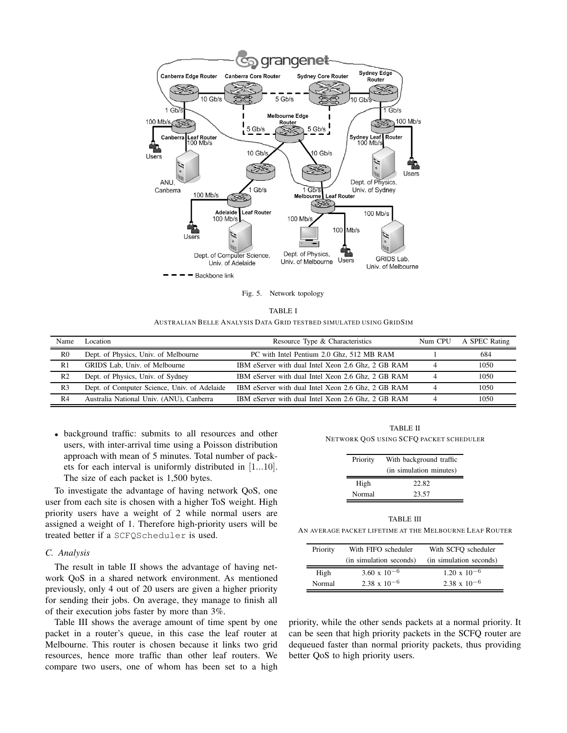Fig. 5. Network topology

TABLE I
AUSTRALIAN BELLE ANALYSIS DATA GRID TESTBED SIMULATED USING GRIDSIM

| Name | Location | Resource Type & Characteristics | Num CPU | A SPEC Rating |
|---|---|---|---|---|
| R0 | Dept. of Physics, Univ. of Melbourne | PC with Intel Pentium 2.0 Ghz, 512 MB RAM | 1 | 684 |
| R1 | GRIDS Lab, Univ. of Melbourne | IBM eServer with dual Intel Xeon 2.6 Ghz, 2 GB RAM | 4 | 1050 |
| R2 | Dept. of Physics, Univ. of Sydney | IBM eServer with dual Intel Xeon 2.6 Ghz, 2 GB RAM | 4 | 1050 |
| R3 | Dept. of Computer Science, Univ. of Adelaide | IBM eServer with dual Intel Xeon 2.6 Ghz, 2 GB RAM | 4 | 1050 |
| R4 | Australia National Univ. (ANU), Canberra | IBM eServer with dual Intel Xeon 2.6 Ghz, 2 GB RAM | 4 | 1050 |

- background traffic: submits to all resources and other users, with inter-arrival time using a Poisson distribution approach with mean of 5 minutes. Total number of packets for each interval is uniformly distributed in [1...10]. The size of each packet is 1,500 bytes.

To investigate the advantage of having network QoS, one user from each site is chosen with a higher ToS weight. High priority users have a weight of 2 while normal users are assigned a weight of 1. Therefore high-priority users will be treated better if a `SCFQScheduler` is used.

### C. Analysis

The result in table II shows the advantage of having network QoS in a shared network environment. As mentioned previously, only 4 out of 20 users are given a higher priority for sending their jobs. On average, they manage to finish all of their execution jobs faster by more than 3%.

Table III shows the average amount of time spent by one packet in a router's queue, in this case the leaf router at Melbourne. This router is chosen because it links two grid resources, hence more traffic than other leaf routers. We compare two users, one of whom has been set to a high priority, while the other sends packets at a normal priority. It can be seen that high priority packets in the SCFQ router are dequeued faster than normal priority packets, thus providing better QoS to high priority users.

TABLE II
NETWORK QOS USING SCFQ PACKET SCHEDULER

| Priority | With background traffic (in simulation minutes) |
|---|---|
| High | 22.82 |
| Normal | 23.57 |

TABLE III
AN AVERAGE PACKET LIFETIME AT THE MELBOURNE LEAF ROUTER

| Priority | With FIFO scheduler (in simulation seconds) | With SCFQ scheduler (in simulation seconds) |
|---|---|---|
| High | $3.60 \times 10^{-6}$ | $1.20 \times 10^{-6}$ |
| Normal | $2.38 \times 10^{-6}$ | $2.38 \times 10^{-6}$ |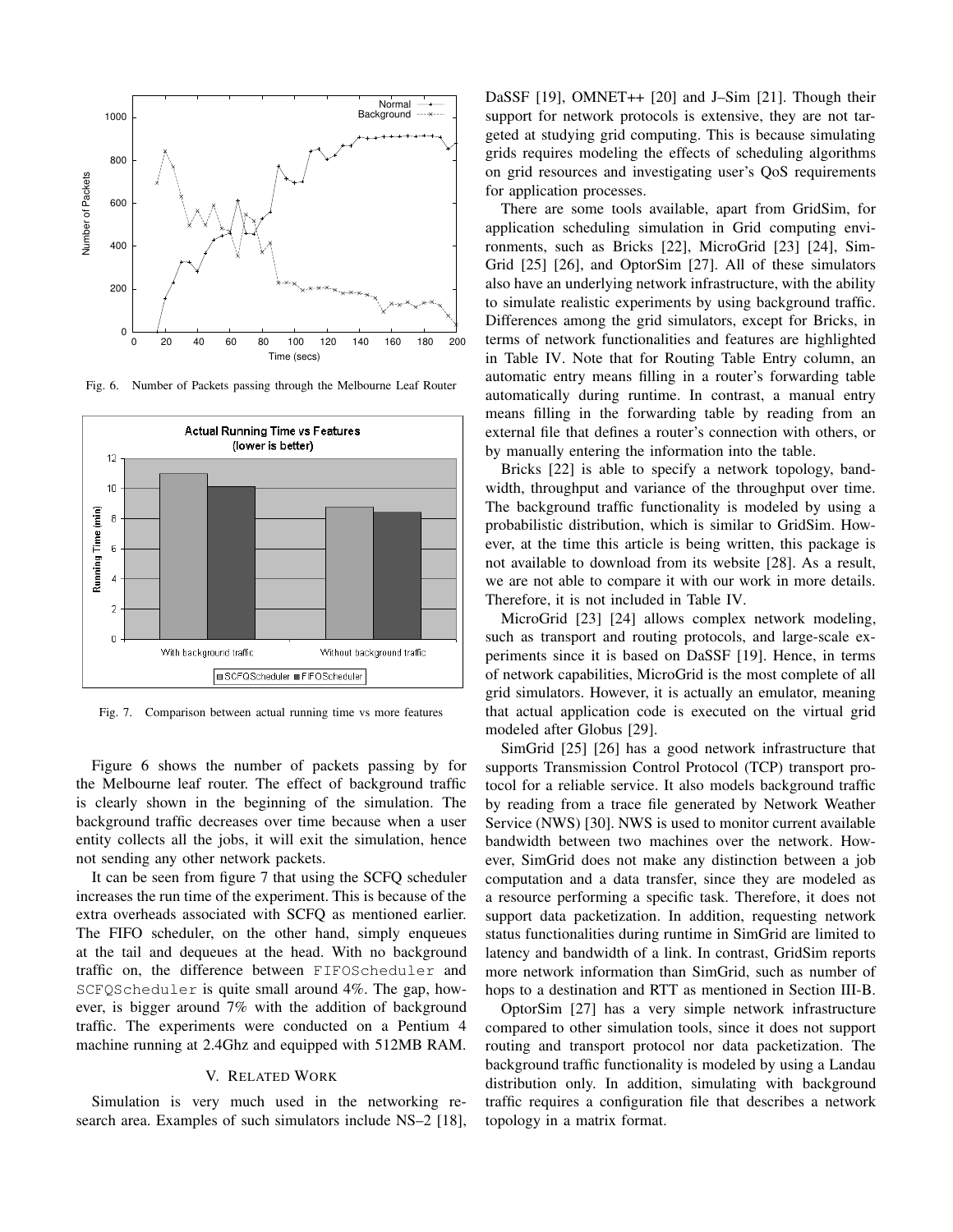Fig. 6. Number of Packets passing through the Melbourne Leaf Router

Fig. 7. Comparison between actual running time vs more features

Figure 6 shows the number of packets passing by for the Melbourne leaf router. The effect of background traffic is clearly shown in the beginning of the simulation. The background traffic decreases over time because when a user entity collects all the jobs, it will exit the simulation, hence not sending any other network packets.

It can be seen from figure 7 that using the SCFQ scheduler increases the run time of the experiment. This is because of the extra overheads associated with SCFQ as mentioned earlier. The FIFO scheduler, on the other hand, simply enqueues at the tail and dequeues at the head. With no background traffic on, the difference between `FIFOScheduler` and `SCFQScheduler` is quite small around 4%. The gap, however, is bigger around 7% with the addition of background traffic. The experiments were conducted on a Pentium 4 machine running at 2.4Ghz and equipped with 512MB RAM.

## V. Related Work

Simulation is very much used in the networking research area. Examples of such simulators include NS–2 [18], DaSSF [19], OMNET++ [20] and J–Sim [21]. Though their support for network protocols is extensive, they are not targeted at studying grid computing. This is because simulating grids requires modeling the effects of scheduling algorithms on grid resources and investigating user's QoS requirements for application processes.

There are some tools available, apart from GridSim, for application scheduling simulation in Grid computing environments, such as Bricks [22], MicroGrid [23] [24], SimGrid [25] [26], and OptorSim [27]. All of these simulators also have an underlying network infrastructure, with the ability to simulate realistic experiments by using background traffic. Differences among the grid simulators, except for Bricks, in terms of network functionalities and features are highlighted in Table IV. Note that for Routing Table Entry column, an automatic entry means filling in a router's forwarding table automatically during runtime. In contrast, a manual entry means filling in the forwarding table by reading from an external file that defines a router's connection with others, or by manually entering the information into the table.

Bricks [22] is able to specify a network topology, bandwidth, throughput and variance of the throughput over time. The background traffic functionality is modeled by using a probabilistic distribution, which is similar to GridSim. However, at the time this article is being written, this package is not available to download from its website [28]. As a result, we are not able to compare it with our work in more details. Therefore, it is not included in Table IV.

MicroGrid [23] [24] allows complex network modeling, such as transport and routing protocols, and large-scale experiments since it is based on DaSSF [19]. Hence, in terms of network capabilities, MicroGrid is the most complete of all grid simulators. However, it is actually an emulator, meaning that actual application code is executed on the virtual grid modeled after Globus [29].

SimGrid [25] [26] has a good network infrastructure that supports Transmission Control Protocol (TCP) transport protocol for a reliable service. It also models background traffic by reading from a trace file generated by Network Weather Service (NWS) [30]. NWS is used to monitor current available bandwidth between two machines over the network. However, SimGrid does not make any distinction between a job computation and a data transfer, since they are modeled as a resource performing a specific task. Therefore, it does not support data packetization. In addition, requesting network status functionalities during runtime in SimGrid are limited to latency and bandwidth of a link. In contrast, GridSim reports more network information than SimGrid, such as number of hops to a destination and RTT as mentioned in Section III-B.

OptorSim [27] has a very simple network infrastructure compared to other simulation tools, since it does not support routing and transport protocol nor data packetization. The background traffic functionality is modeled by using a Landau distribution only. In addition, simulating with background traffic requires a configuration file that describes a network topology in a matrix format.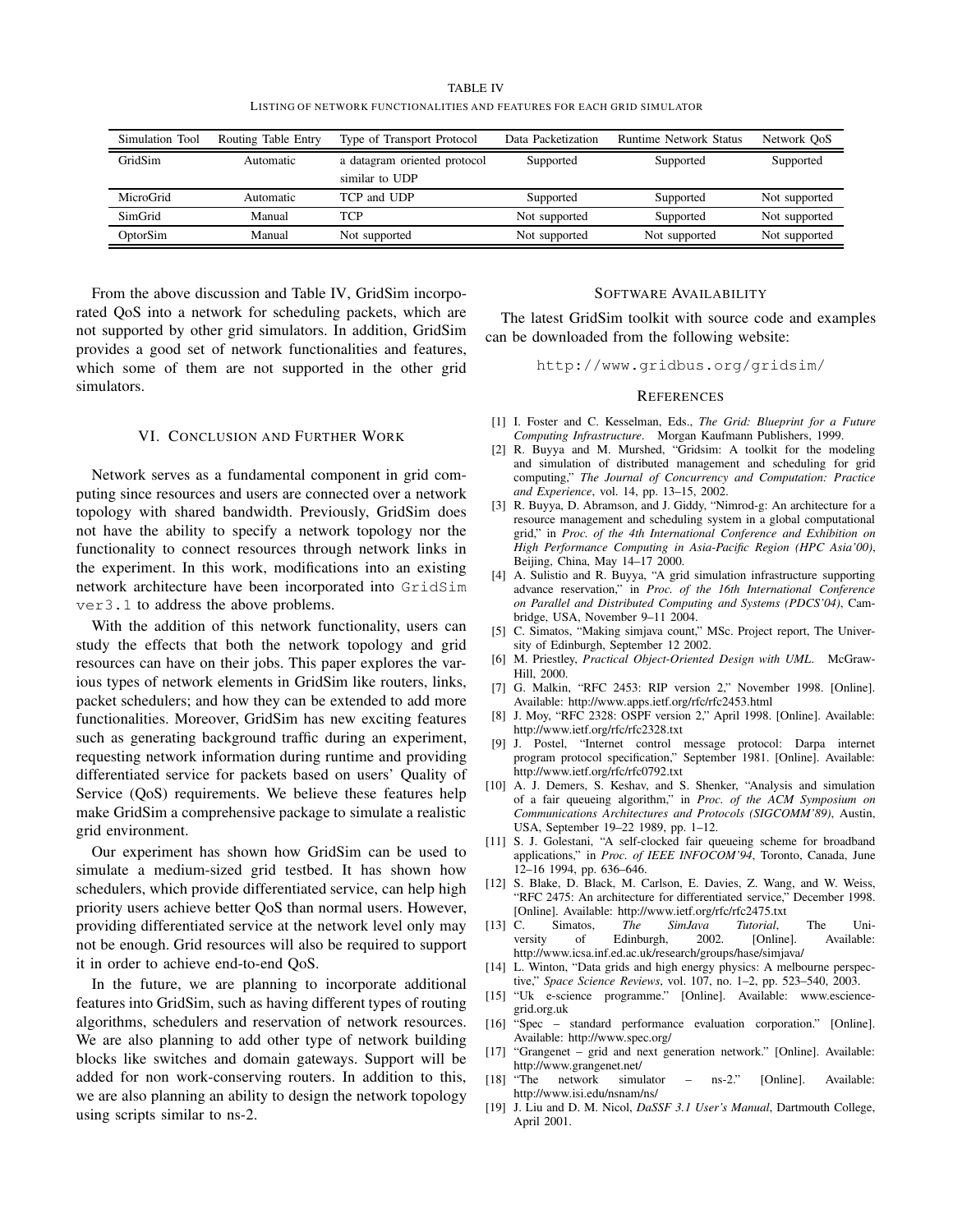TABLE IV

LISTING OF NETWORK FUNCTIONALITIES AND FEATURES FOR EACH GRID SIMULATOR

| Simulation Tool | Routing Table Entry | Type of Transport Protocol | Data Packetization | Runtime Network Status | Network QoS |
|---|---|---|---|---|---|
| GridSim | Automatic | a datagram oriented protocol similar to UDP | Supported | Supported | Supported |
| MicroGrid | Automatic | TCP and UDP | Supported | Supported | Not supported |
| SimGrid | Manual | TCP | Not supported | Supported | Not supported |
| OptorSim | Manual | Not supported | Not supported | Not supported | Not supported |

From the above discussion and Table IV, GridSim incorporated QoS into a network for scheduling packets, which are not supported by other grid simulators. In addition, GridSim provides a good set of network functionalities and features, which some of them are not supported in the other grid simulators.

## VI. CONCLUSION AND FURTHER WORK

Network serves as a fundamental component in grid computing since resources and users are connected over a network topology with shared bandwidth. Previously, GridSim does not have the ability to specify a network topology nor the functionality to connect resources through network links in the experiment. In this work, modifications into an existing network architecture have been incorporated into `GridSim ver3.1` to address the above problems.

With the addition of this network functionality, users can study the effects that both the network topology and grid resources can have on their jobs. This paper explores the various types of network elements in GridSim like routers, links, packet schedulers; and how they can be extended to add more functionalities. Moreover, GridSim has new exciting features such as generating background traffic during an experiment, requesting network information during runtime and providing differentiated service for packets based on users' Quality of Service (QoS) requirements. We believe these features help make GridSim a comprehensive package to simulate a realistic grid environment.

Our experiment has shown how GridSim can be used to simulate a medium-sized grid testbed. It has shown how schedulers, which provide differentiated service, can help high priority users achieve better QoS than normal users. However, providing differentiated service at the network level only may not be enough. Grid resources will also be required to support it in order to achieve end-to-end QoS.

In the future, we are planning to incorporate additional features into GridSim, such as having different types of routing algorithms, schedulers and reservation of network resources. We are also planning to add other type of network building blocks like switches and domain gateways. Support will be added for non work-conserving routers. In addition to this, we are also planning an ability to design the network topology using scripts similar to ns-2.

## SOFTWARE AVAILABILITY

The latest GridSim toolkit with source code and examples can be downloaded from the following website:

`http://www.gridbus.org/gridsim/`

## REFERENCES

[1] I. Foster and C. Kesselman, Eds., *The Grid: Blueprint for a Future Computing Infrastructure*. Morgan Kaufmann Publishers, 1999.

[2] R. Buyya and M. Murshed, "Gridsim: A toolkit for the modeling and simulation of distributed management and scheduling for grid computing," *The Journal of Concurrency and Computation: Practice and Experience*, vol. 14, pp. 13–15, 2002.

[3] R. Buyya, D. Abramson, and J. Giddy, "Nimrod-g: An architecture for a resource management and scheduling system in a global computational grid," in *Proc. of the 4th International Conference and Exhibition on High Performance Computing in Asia-Pacific Region (HPC Asia'00)*, Beijing, China, May 14–17 2000.

[4] A. Sulistio and R. Buyya, "A grid simulation infrastructure supporting advance reservation," in *Proc. of the 16th International Conference on Parallel and Distributed Computing and Systems (PDCS'04)*, Cambridge, USA, November 9–11 2004.

[5] C. Simatos, "Making simjava count," MSc. Project report, The University of Edinburgh, September 12 2002.

[6] M. Priestley, *Practical Object-Oriented Design with UML*. McGraw-Hill, 2000.

[7] G. Malkin, "RFC 2453: RIP version 2," November 1998. [Online]. Available: http://www.apps.ietf.org/rfc/rfc2453.html

[8] J. Moy, "RFC 2328: OSPF version 2," April 1998. [Online]. Available: http://www.ietf.org/rfc/rfc2328.txt

[9] J. Postel, "Internet control message protocol: Darpa internet program protocol specification," September 1981. [Online]. Available: http://www.ietf.org/rfc/rfc0792.txt

[10] A. J. Demers, S. Keshav, and S. Shenker, "Analysis and simulation of a fair queueing algorithm," in *Proc. of the ACM Symposium on Communications Architectures and Protocols (SIGCOMM'89)*, Austin, USA, September 19–22 1989, pp. 1–12.

[11] S. J. Golestani, "A self-clocked fair queueing scheme for broadband applications," in *Proc. of IEEE INFOCOM'94*, Toronto, Canada, June 12–16 1994, pp. 636–646.

[12] S. Blake, D. Black, M. Carlson, E. Davies, Z. Wang, and W. Weiss, "RFC 2475: An architecture for differentiated service," December 1998. [Online]. Available: http://www.ietf.org/rfc/rfc2475.txt

[13] C. Simatos, *The SimJava Tutorial*, The University of Edinburgh, 2002. [Online]. Available: http://www.icsa.inf.ed.ac.uk/research/groups/hase/simjava/

[14] L. Winton, "Data grids and high energy physics: A melbourne perspective," *Space Science Reviews*, vol. 107, no. 1–2, pp. 523–540, 2003.

[15] "Uk e-science programme." [Online]. Available: www.escience-grid.org.uk

[16] "Spec – standard performance evaluation corporation." [Online]. Available: http://www.spec.org/

[17] "Grangenet – grid and next generation network." [Online]. Available: http://www.grangenet.net/

[18] "The network simulator – ns-2." [Online]. Available: http://www.isi.edu/nsnam/ns/

[19] J. Liu and D. M. Nicol, *DaSSF 3.1 User's Manual*, Dartmouth College, April 2001.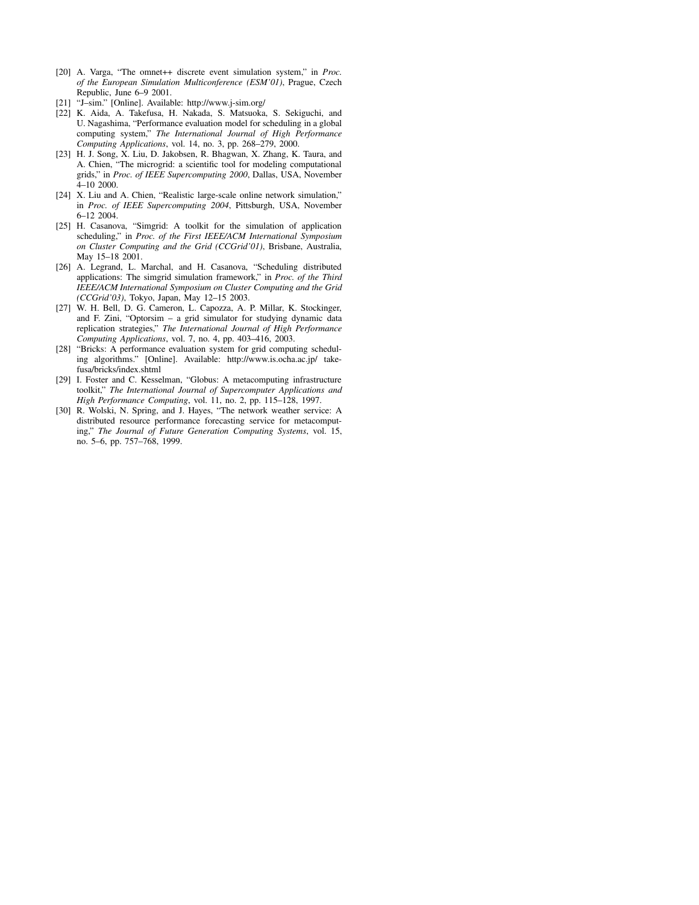[20] A. Varga, "The omnet++ discrete event simulation system," in *Proc. of the European Simulation Multiconference (ESM'01)*, Prague, Czech Republic, June 6–9 2001.

[21] "J–sim." [Online]. Available: http://www.j-sim.org/

[22] K. Aida, A. Takefusa, H. Nakada, S. Matsuoka, S. Sekiguchi, and U. Nagashima, "Performance evaluation model for scheduling in a global computing system," *The International Journal of High Performance Computing Applications*, vol. 14, no. 3, pp. 268–279, 2000.

[23] H. J. Song, X. Liu, D. Jakobsen, R. Bhagwan, X. Zhang, K. Taura, and A. Chien, "The microgrid: a scientific tool for modeling computational grids," in *Proc. of IEEE Supercomputing 2000*, Dallas, USA, November 4–10 2000.

[24] X. Liu and A. Chien, "Realistic large-scale online network simulation," in *Proc. of IEEE Supercomputing 2004*, Pittsburgh, USA, November 6–12 2004.

[25] H. Casanova, "Simgrid: A toolkit for the simulation of application scheduling," in *Proc. of the First IEEE/ACM International Symposium on Cluster Computing and the Grid (CCGrid'01)*, Brisbane, Australia, May 15–18 2001.

[26] A. Legrand, L. Marchal, and H. Casanova, "Scheduling distributed applications: The simgrid simulation framework," in *Proc. of the Third IEEE/ACM International Symposium on Cluster Computing and the Grid (CCGrid'03)*, Tokyo, Japan, May 12–15 2003.

[27] W. H. Bell, D. G. Cameron, L. Capozza, A. P. Millar, K. Stockinger, and F. Zini, "Optorsim – a grid simulator for studying dynamic data replication strategies," *The International Journal of High Performance Computing Applications*, vol. 7, no. 4, pp. 403–416, 2003.

[28] "Bricks: A performance evaluation system for grid computing scheduling algorithms." [Online]. Available: http://www.is.ocha.ac.jp/ takefusa/bricks/index.shtml

[29] I. Foster and C. Kesselman, "Globus: A metacomputing infrastructure toolkit," *The International Journal of Supercomputer Applications and High Performance Computing*, vol. 11, no. 2, pp. 115–128, 1997.

[30] R. Wolski, N. Spring, and J. Hayes, "The network weather service: A distributed resource performance forecasting service for metacomputing," *The Journal of Future Generation Computing Systems*, vol. 15, no. 5–6, pp. 757–768, 1999.